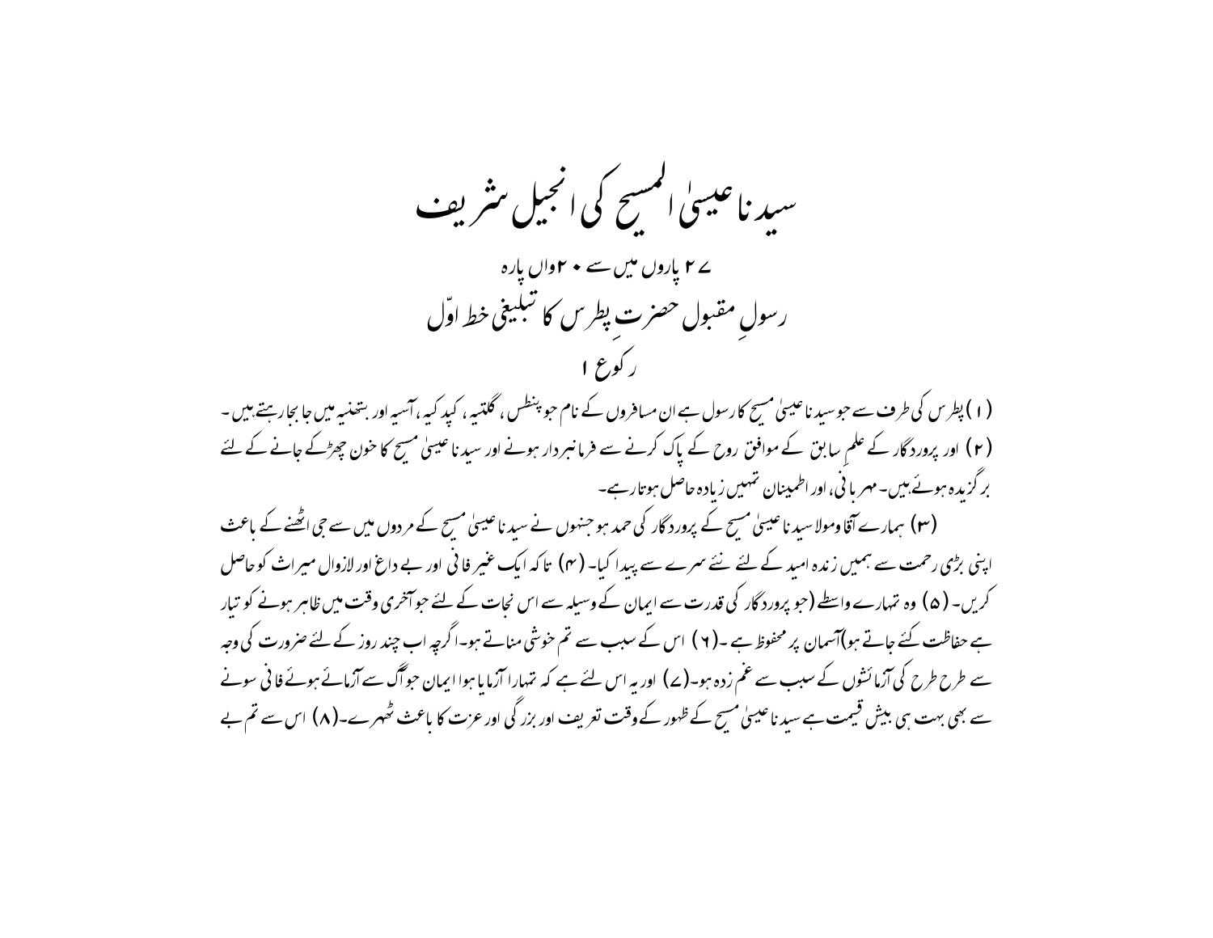# سیدنا عیسیٰ المسیح کی انجیل شریف

## ۲۷ پاروں میں سے ۲۰واں پارہ

## رسولِ مقبول حضرتِ پطرس کا تبلیغی خط اوّل

### رکوع ۱

(۱) پطرس کی طرف سے جو سیدنا عیسیٰ مسیح کا رسول ہے ان مسافروں کے نام جو پنطس، گلتیہ، کپدکیہ، آسیہ اور بتھنیہ میں جا بجا رہتے ہیں۔ (۲) اور پروردگار کے علمِ سابق کے موافق روح کے پاک کرنے سے فرمانبردار ہونے اور سیدنا عیسیٰ مسیح کا خون چھڑکے جانے کے لئے برگزیدہ ہوئے ہیں۔ مہربانی، اور اطمینان تمہیں زیادہ حاصل ہوتا رہے۔

(۳) ہمارے آقا و مولا سیدنا عیسیٰ مسیح کے پروردگار کی حمد ہو جنہوں نے سیدنا عیسیٰ مسیح کے مردوں میں سے جی اٹھنے کے باعث اپنی بڑی رحمت سے ہمیں زندہ امید کے لئے نئے سرے سے پیدا کیا۔ (۴) تاکہ ایک غیر فانی اور بے داغ اور لازوال میراث کو حاصل کریں۔ (۵) وہ تمہارے واسطے (جو پروردگار کی قدرت سے ایمان کے وسیلہ سے اس نجات کے لئے جو آخری وقت میں ظاہر ہونے کو تیار ہے حفاظت کئے جاتے ہو) آسمان پر محفوظ ہے۔ (۶) اس کے سبب سے تم خوشی مناتے ہو۔ اگرچہ اب چند روز کے لئے ضرورت کی وجہ سے طرح طرح کی آزمائشوں کے سبب سے غم زدہ ہو۔ (۷) اور یہ اس لئے ہے کہ تمہارا آزمایا ہوا ایمان جو آگ سے آزمائے ہوئے فانی سونے سے بھی بہت ہی بیش قیمت ہے سیدنا عیسیٰ مسیح کے ظہور کے وقت تعریف اور بزرگی اور عزت کا باعث ٹھہرے۔ (۸) اس سے تم بے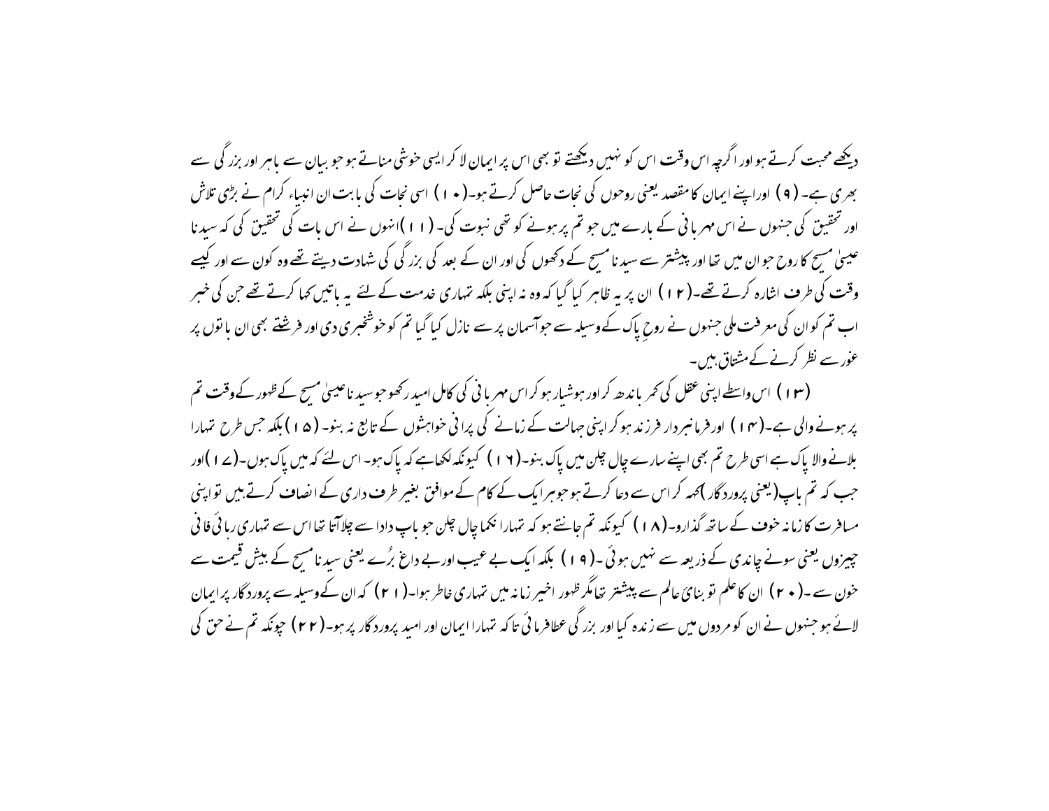دیکھے محبت کرتے ہو اور اگرچہ اس وقت اس کو نہیں دیکھتے تو بھی اس پر ایمان لا کر ایسی خوشی مناتے ہو جو بیان سے باہر اور بزرگی سے بھری ہے۔ (۹) اور اپنے ایمان کا مقصد یعنی روحوں کی نجات حاصل کرتے ہو۔ (۱۰) اسی نجات کی بابت ان انبیاء کرام نے بڑی تلاش اور تحقیق کی جنھوں نے اس مہربانی کے بارے میں جو تم پر ہونے کو تھی نبوت کی۔ (۱۱) انہوں نے اس بات کی تحقیق کی کہ سیدنا عیسیٰ مسیح کا روح جو ان میں تھا اور پیشتر سے سیدنا مسیح کے دکھوں کی اور ان کے بعد کی بزرگی کی شہادت دیتے تھے وہ کون سے اور کیسے وقت کی طرف اشارہ کرتے تھے۔ (۱۲) ان پر یہ ظاہر کیا گیا کہ وہ نہ اپنی بلکہ تمہاری خدمت کے لئے یہ باتیں کہا کرتے تھے جن کی خبر اب تم کو ان کی معرفت ملی جنھوں نے روحِ پاک کے وسیلہ سے جو آسمان پر سے نازل کیا گیا تم کو خوشخبری دی اور فرشتے بھی ان باتوں پر غور سے نظر کرنے کے مشتاق ہیں۔

(۱۳) اس واسطے اپنی عقل کی کمر باندھ کر اور ہوشیار ہو کر اس مہربانی کی کامل امید رکھو جو سیدنا عیسیٰ مسیح کے ظہور کے وقت تم پر ہونے والی ہے۔ (۱۴) اور فرمانبردار فرزند ہو کر اپنی جہالت کے زمانے کی پرانی خواہشوں کے تابع نہ بنو۔ (۱۵) بلکہ جس طرح تمہارا بلانے والا پاک ہے اسی طرح تم بھی اپنے سارے چال چلن میں پاک بنو۔ (۱۶) کیونکہ لکھا ہے کہ پاک ہو۔ اس لئے کہ میں پاک ہوں۔ (۱۷) اور جب کہ تم باپ (یعنی پروردگار) کہہ کر اس سے دعا کرتے ہو جو ہر ایک کے کام کے موافق بغیر طرف داری کے انصاف کرتے ہیں تو اپنی مسافرت کا زمانہ خوف کے ساتھ گذارو۔ (۱۸) کیونکہ تم جانتے ہو کہ تمہارا نکما چال چلن جو باپ دادا سے چلا آتا تھا اس سے تمہاری رہائی فانی چیزوں یعنی سونے چاندی کے ذریعہ سے نہیں ہوئی۔ (۱۹) بلکہ ایک بے عیب اور بے داغ بُرّے یعنی سیدنا مسیح کے بیش قیمت خون سے۔ (۲۰) ان کا علم تو بنائے عالم سے پیشتر تھا مگر ظہور اخیر زمانہ میں تمہاری خاطر ہوا۔ (۲۱) کہ ان کے وسیلہ سے پروردگار پر ایمان لائے ہو جنھوں نے ان کو مردوں میں سے زندہ کیا اور بزرگی عطا فرمائی تاکہ تمہارا ایمان اور امید پروردگار پر ہو۔ (۲۲) چونکہ تم نے حق کی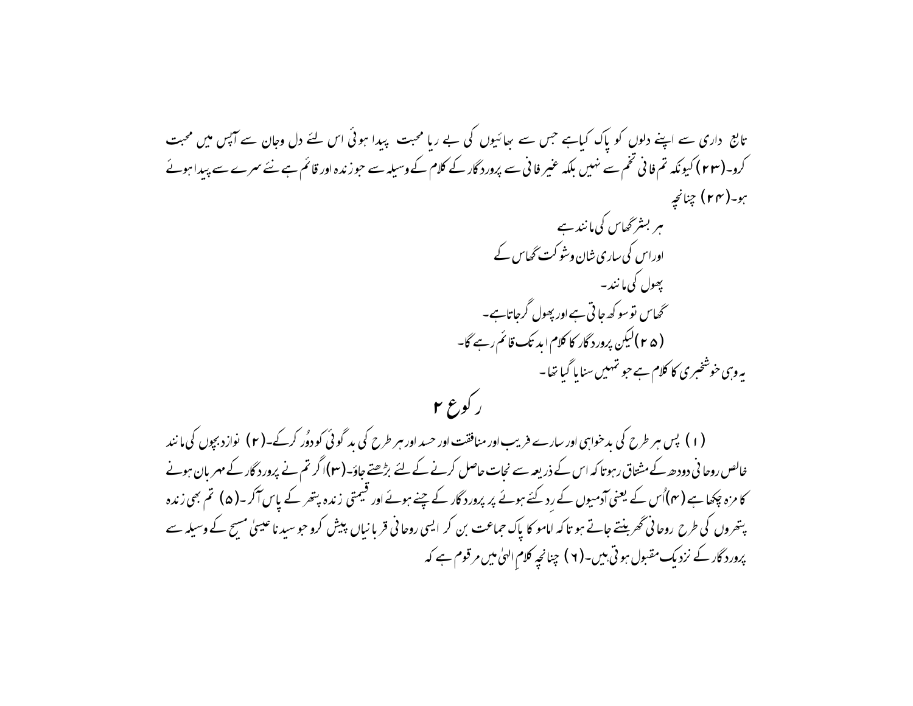تابع داری سے اپنے دلوں کو پاک کیاہے جس سے بھائیوں کی بے ریا محبت پیدا ہوئی اس لئے دل وجان سے آپس میں محبت کرو۔(۲۳) کیونکہ تم فانی تخم سے نہیں بلکہ غیر فانی سے پروردگار کے کلام کے وسیلہ سے جو زندہ اور قائم ہے نئے سرے سے پیدا ہوئے ہو۔(۲۴) چنانچہ

ہر بشر گھاس کی مانند ہے
اوراس کی ساری شان وشوکت گھاس کے
پھول کی مانند۔
گھاس تو سوکھ جاتی ہے اور پھول گرجاتاہے۔
(۲۵) لیکن پروردگار کا کلام ابد تک قائم رہے گا۔
یہ وہی خوشخبری کا کلام ہے جو تمہیں سنایا گیا تھا۔

## رکوع ۲

(۱) پس ہر طرح کی بدخواہی اور سارے فریب اور منافقت اور حسد اور ہر طرح کی بد گوئی کو دُور کرکے۔(۲) نوزادبچوں کی مانند خالص روحانی دودھ کے مشتاق رہوتا کہ اس کے ذریعہ سے نجات حاصل کرنے کے لئے بڑھتے جاؤ۔(۳) اگر تم نے پروردگار کے مہربان ہونے کا مزہ چکھا ہے (۴) اُس کے یعنی آدمیوں کے رد کئے ہوئے پر پروردگار کے چنے ہوئے اور قیمتی زندہ پتھر کے پاس آکر۔(۵) تم بھی زندہ پتھروں کی طرح روحانی گھر بنتے جاتے ہو تا کہ اماموں کا پاک جماعت بن کر ایسی روحانی قربانیاں پیش کرو جو سیدنا عیسیٰ مسیح کے وسیلہ سے پروردگار کے نزدیک مقبول ہوتی ہیں۔(۶) چنانچہ کلامِ الہیٰ میں مرقوم ہے کہ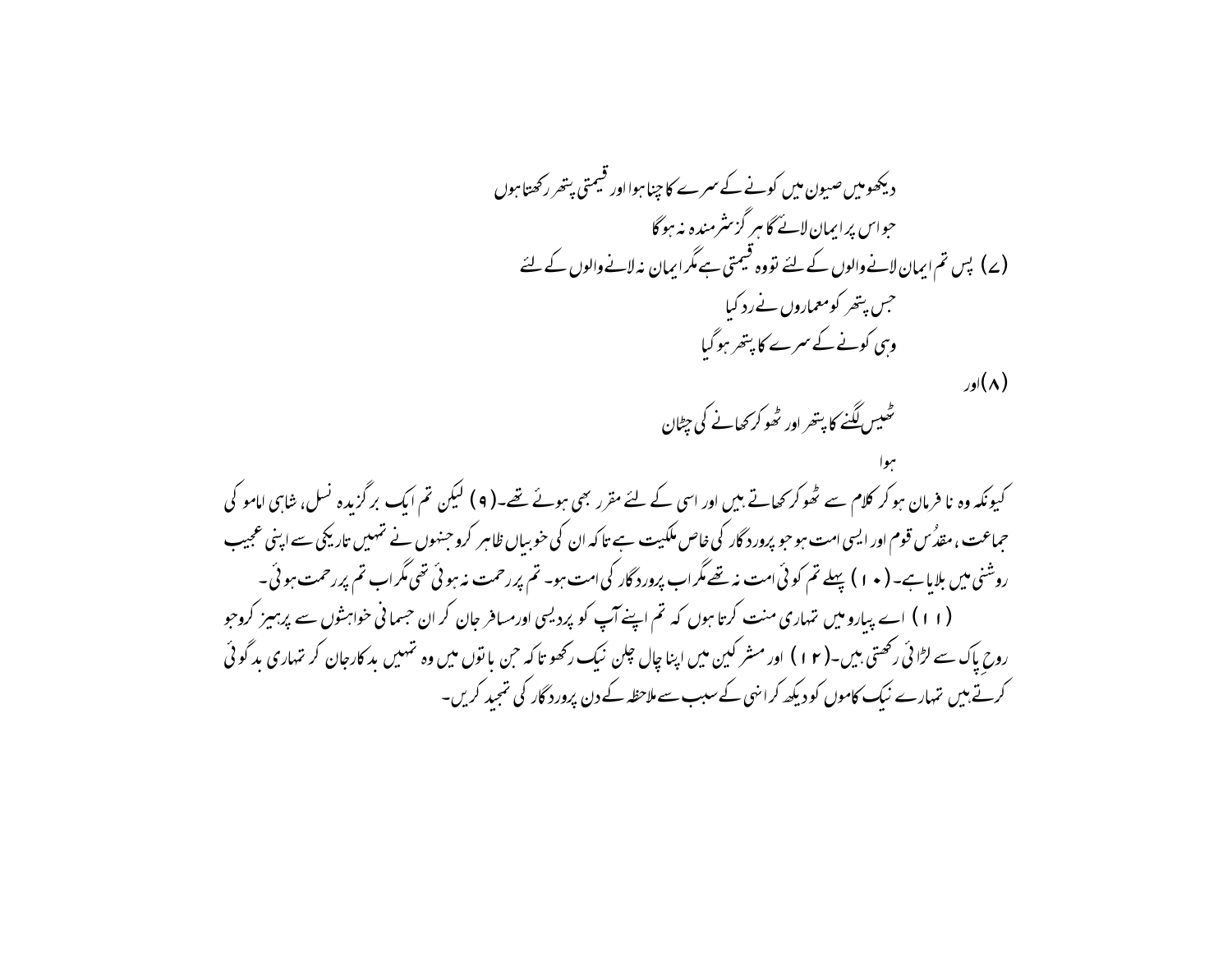دیکھو میں صیون میں کونے کے سرے کا چنا ہوا اور قیمتی پتھر رکھتا ہوں

جو اس پر ایمان لائے گا ہر گز شرمندہ نہ ہو گا

(۷) پس تم ایمان لانے والوں کے لئے تو وہ قیمتی ہے مگر ایمان نہ لانے والوں کے لئے

جس پتھر کو معماروں نے رد کیا

وہی کونے کے سرے کا پتھر ہو گیا

(۸) اور

ٹھیس لگنے کا پتھر اور ٹھوکر کھانے کی چٹان

ہوا

کیونکہ وہ نا فرمان ہو کر کلام سے ٹھوکر کھاتے ہیں اور اسی کے لئے مقرر بھی ہوئے تھے۔(۹) لیکن تم ایک برگزیدہ نسل، شاہی اماموں کی جماعت، مقدس قوم اور ایسی امت ہو جو پروردگار کی خاص ملکیت ہے تا کہ ان کی خوبیاں ظاہر کرو جنہوں نے تمہیں تاریکی سے اپنی عجیب روشنی میں بلایا ہے۔(۱۰) پہلے تم کوئی امت نہ تھے مگر اب پروردگار کی امت ہو۔ تم پر رحمت نہ ہوئی تھی مگر اب تم پر رحمت ہوئی۔

(۱۱) اے پیارو میں تمہاری منت کرتا ہوں کہ تم اپنے آپ کو پردیسی اور مسافر جان کر ان جسمانی خواہشوں سے پرہیز کرو جو روحِ پاک سے لڑائی رکھتی ہیں۔(۱۲) اور مشرکین میں اپنا چال چلن نیک رکھو تا کہ جن باتوں میں وہ تمہیں بدکار جان کر تمہاری بدگوئی کرتے ہیں تمہارے نیک کاموں کو دیکھ کر انہی کے سبب سے ملاحظہ کے دن پروردگار کی تمجید کریں۔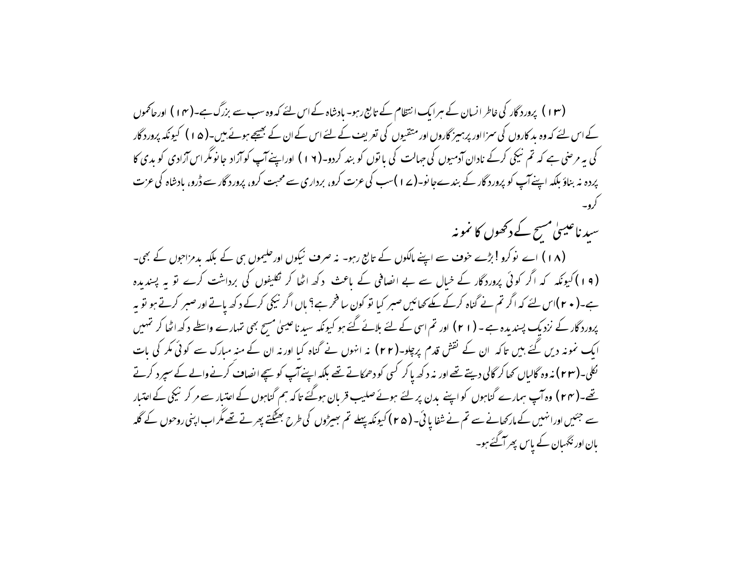(۱۳) پروردگار کی خاطر انسان کے ہر ایک انتظام کے تابع رہو۔ بادشاہ کے اس لئے کہ وہ سب سے بزرگ ہے۔(۱۴) اور حاکموں کے اس لئے کہ وہ بدکاروں کی سزا اور پرہیزگاروں اور متقیوں کی تعریف کے لئے اس کے ان کے بھیجے ہوئے ہیں۔(۱۵) کیونکہ پروردگار کی یہ مرضی ہے کہ تم نیکی کرکے نادان آدمیوں کی جہالت کی باتوں کو بند کردو۔(۱۶) اور اپنے آپ کو آزاد جانو مگر اس آزادی کو بدی کا پردہ نہ بناؤ بلکہ اپنے آپ کو پروردگار کے بندے جانو۔(۱۷) سب کی عزت کرو، برداری سے محبت کرو، پروردگار سے ڈرو، بادشاہ کی عزت کرو۔

## سیدنا عیسیٰ مسیح کے دکھوں کا نمونہ

(۱۸) اے نوکرو! بڑے خوف سے اپنے مالکوں کے تابع رہو۔ نہ صرف نیکوں اور حلیموں ہی کے بلکہ بدمزاجوں کے بھی۔(۱۹) کیونکہ کہ اگر کوئی پروردگار کے خیال سے بے انصافی کے باعث دکھ اٹھا کر تکلیفوں کی برداشت کرے تو یہ پسندیدہ ہے۔(۲۰) اس لئے کہ اگر تم نے گناہ کرکے مکے کھائیں صبر کیا تو کون سا فخر ہے؟ ہاں اگر نیکی کرکے دکھ پاتے اور صبر کرتے ہو تو یہ پروردگار کے نزدیک پسندیدہ ہے۔(۲۱) اور تم اسی کے لئے بلائے گئے ہو کیونکہ سیدنا عیسیٰ مسیح بھی تمہارے واسطے دکھ اٹھا کر تمہیں ایک نمونہ دیں گئے ہیں تاکہ ان کے نقش قدم پر چلو۔(۲۲) نہ انہوں نے گناہ کیا اور نہ ان کے منہ مبارک سے کوئی مکر کی بات نکلی۔(۲۳) نہ وہ گالیاں کھا کر گالی دیتے تھے اور نہ دکھ پا کر کسی کو دھمکاتے تھے بلکہ اپنے آپ کو سچے انصاف کرنے والے کے سپرد کرتے تھے۔(۲۴) وہ آپ ہمارے گناہوں کو اپنے بدن پر لئے ہوئے صلیب قربان ہوگئے تاکہ ہم گناہوں کے اعتبار سے مر کر نیکی کے اعتبار سے جئیں اور انہیں کے مار کھانے سے تم نے شفا پائی۔(۲۵) کیونکہ پہلے تم بھیڑوں کی طرح بھٹکتے پھرتے تھے مگر اب اپنی روحوں کے گلہ بان اور نگہبان کے پاس پھر آگئے ہو۔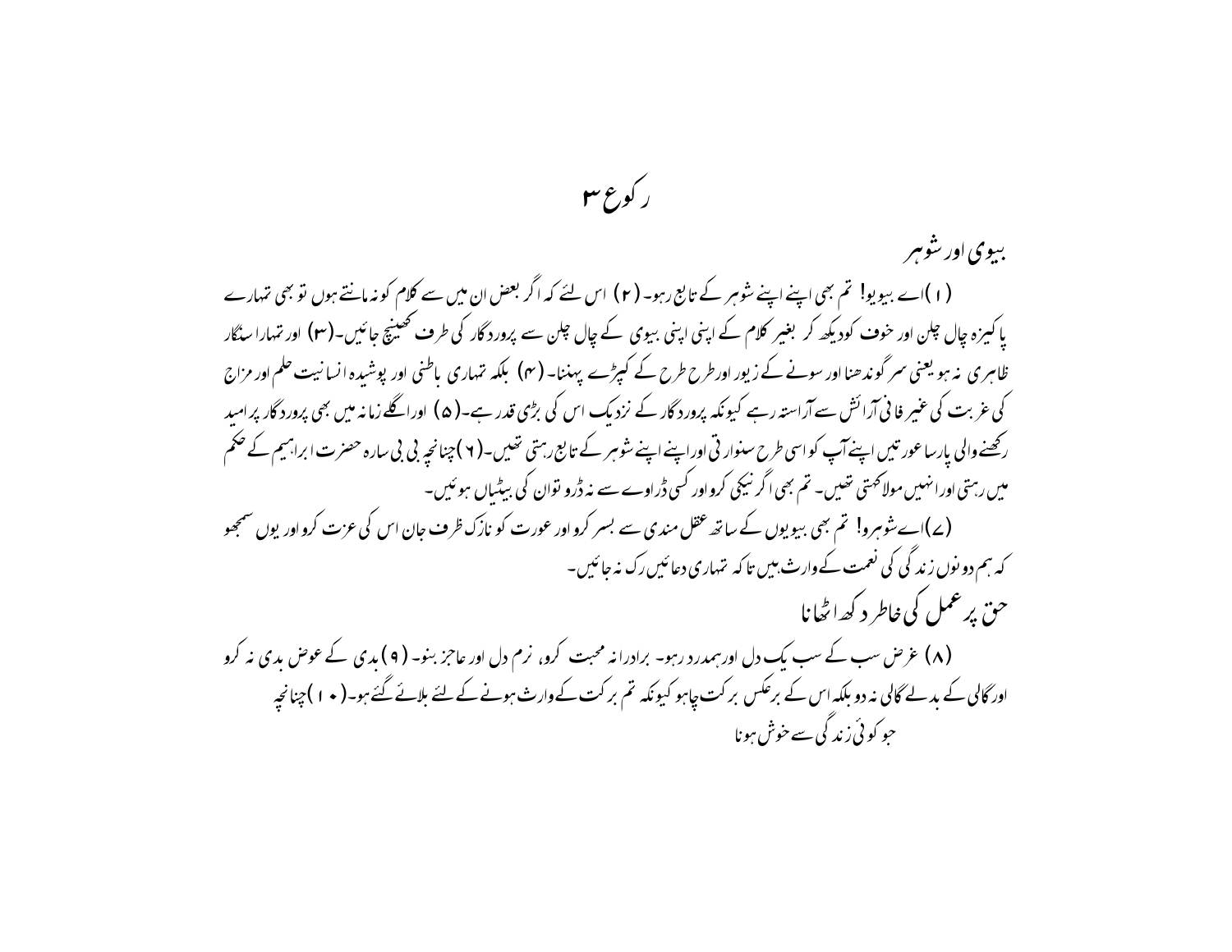# رکوع ۳

## بیوی اور شوہر

(۱) اے بیویو! تم بھی اپنے اپنے شوہر کے تابع رہو۔ (۲) اس لئے کہ اگر بعض ان میں سے کلام کو نہ مانتے ہوں تو بھی تمہارے پاکیزہ چال چلن اور خوف کو دیکھ کر بغیر کلام کے اپنی اپنی بیوی کے چال چلن سے پروردگار کی طرف کھینچ جائیں۔ (۳) اور تمہارا سنگار ظاہری نہ ہو یعنی سر گوندھنا اور سونے کے زیور اور طرح طرح کے کپڑے پہننا۔ (۴) بلکہ تمہاری باطنی اور پوشیدہ انسانیت حلم اور مزاج کی غربت کی غیر فانی آرائش سے آراستہ رہے کیونکہ پروردگار کے نزدیک اس کی بڑی قدر ہے۔ (۵) اور اگلے زمانہ میں بھی پروردگار پر امید رکھنے والی پارسا عورتیں اپنے آپ کو اسی طرح سنوارتی اور اپنے اپنے شوہر کے تابع رہتی تھیں۔ (۶) چنانچہ بی بی سارہ حضرت ابراہیم کے حکم میں رہتی اور انہیں مولا کہتی تھیں۔ تم بھی اگر نیکی کرو اور کسی ڈراوے سے نہ ڈرو تو ان کی بیٹیاں ہوئیں۔

(۷) اے شوہرو! تم بھی بیویوں کے ساتھ عقلمندی سے بسر کرو اور عورت کو نازک ظرف جان اس کی عزت کرو اور یوں سمجھو کہ ہم دونوں زندگی کی نعمت کے وارث ہیں تاکہ تمہاری دعائیں رک نہ جائیں۔

## حق پر عمل کی خاطر دکھ اٹھانا

(۸) غرض سب کے سب یک دل اور ہمدرد رہو۔ برادرانہ محبت کرو، نرم دل اور عاجز بنو۔ (۹) بدی کے عوض بدی نہ کرو اور گالی کے بدلے گالی نہ دو بلکہ اس کے برعکس برکت چاہو کیونکہ تم برکت کے وارث ہونے کے لئے بلائے گئے ہو۔ (۱۰) چنانچہ

جو کوئی زندگی سے خوش ہونا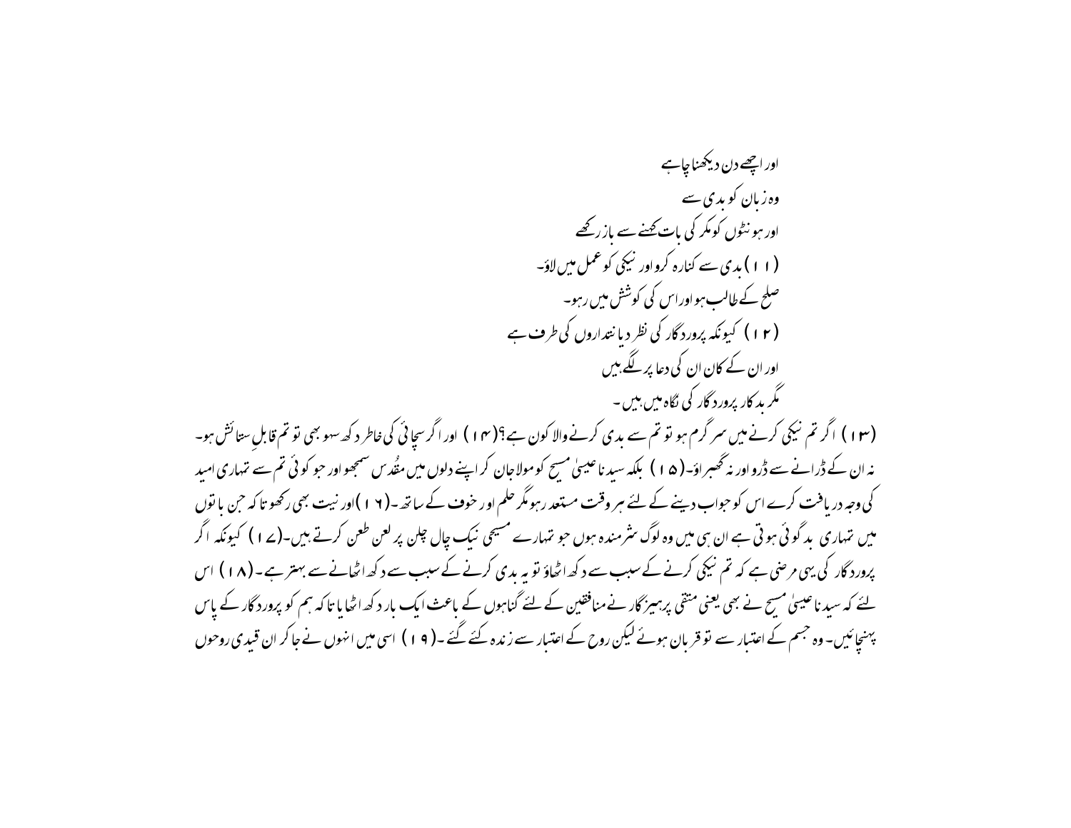اور اچھے دن دیکھنا چاہے

وہ زبان کو بدی سے

اور ہونٹوں کو مکر کی بات کہنے سے باز رکھے

(۱۱) بدی سے کنارہ کرو اور نیکی کو عمل میں لاؤ۔

صلح کے طالب ہو اور اس کی کوشش میں رہو۔

(۱۲) کیونکہ پروردگار کی نظر دیانتداروں کی طرف ہے

اور ان کے کان ان کی دعا پر لگے ہیں

مگر بدکار پروردگار کی نگاہ میں ہیں۔

(۱۳) اگر تم نیکی کرنے میں سرگرم ہو تو تم سے بدی کرنے والا کون ہے؟(۱۴) اور اگر سچائی کی خاطر دکھ سہو بھی تو تم قابلِ ستائش ہو۔ نہ ان کے ڈرانے سے ڈرو اور نہ گھبراؤ۔(۱۵) بلکہ سیدنا عیسیٰ مسیح کو مولا جان کر اپنے دلوں میں مقُدس سمجھو اور جو کوئی تم سے تمہاری امید کی وجہ دریافت کرے اس کو جواب دینے کے لئے ہر وقت مستعد رہو مگر حلم اور خوف کے ساتھ۔(۱۶) اور نیت بھی رکھو تا کہ جن باتوں میں تمہاری بدگوئی ہوتی ہے ان ہی میں وہ لوگ شرمندہ ہوں جو تمہارے مسیحی نیک چال چلن پر لعن طعن کرتے ہیں۔(۱۷) کیونکہ اگر پروردگار کی یہی مرضی ہے کہ تم نیکی کرنے کے سبب سے دکھ اٹھاؤ تو یہ بدی کرنے کے سبب سے دکھ اٹھانے سے بہتر ہے۔(۱۸) اس لئے کہ سیدنا عیسیٰ مسیح نے بھی یعنی متقی پرہیزگار نے منافقین کے لئے گناہوں کے باعث ایک بار دکھ اٹھایا تا کہ ہم کو پروردگار کے پاس پہنچائیں۔ وہ جسم کے اعتبار سے تو قربان ہوئے لیکن روح کے اعتبار سے زندہ کئے گئے۔(۱۹) اسی میں انہوں نے جا کر ان قیدی روحوں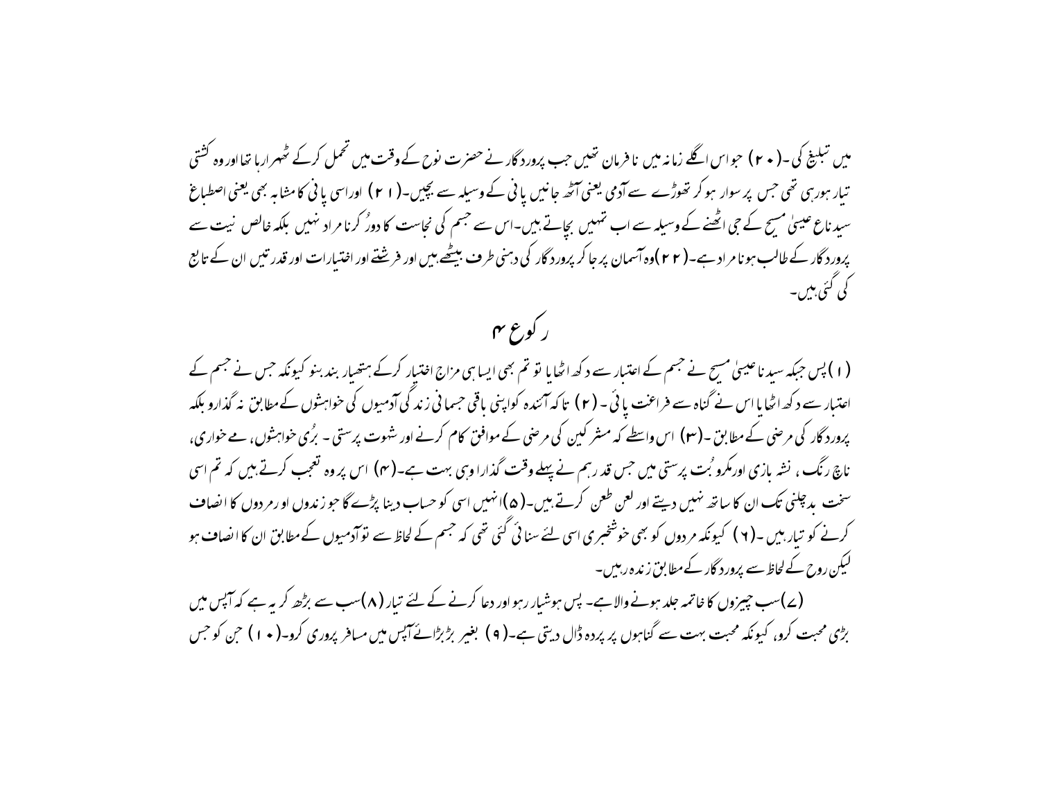میں تبلیغ کی۔(۲۰) جو اس اگلے زمانہ میں نافرمان تھیں جب پروردگار نے حضرت نوح کے وقت میں تحمل کرکے ٹھہرا رہا تھا اور وہ کشتی تیار ہورہی تھی جس پر سوار ہو کر تھوڑے سے آدمی یعنی آٹھ جانیں پانی کے وسیلہ سے بچیں۔(۲۱) اور اسی پانی کا مشابہ بھی یعنی اصطباغ سیدنا عیسیٰ مسیح کے جی اٹھنے کے وسیلہ سے اب تمہیں بچاتے ہیں۔اس سے جسم کی نجاست کا دور کرنا مراد نہیں بلکہ خالص نیت سے پروردگار کے طالب ہونا مراد ہے۔(۲۲) وہ آسمان پر جا کر پروردگار کی دہنی طرف بیٹھے ہیں اور فرشتے اور اختیارات اور قدرتیں ان کے تابع کی گئی ہیں۔

## رکوع ۴

(۱) پس جبکہ سیدنا عیسیٰ مسیح نے جسم کے اعتبار سے دکھ اٹھایا تو تم بھی ایسا ہی مزاج اختیار کرکے ہتھیار بند بنو کیونکہ جس نے جسم کے اعتبار سے دکھ اٹھایا اس نے گناہ سے فراغت پائی۔(۲) تاکہ آئندہ کو اپنی باقی جسمانی زندگی آدمیوں کی خواہشوں کے مطابق نہ گذارو بلکہ پروردگار کی مرضی کے مطابق۔(۳) اس واسطے کہ مشرکین کی مرضی کے موافق کام کرنے اور شہوت پرستی۔ بُری خواہشوں، مے خواری، ناچ رنگ، نشہ بازی اور مکرو بُت پرستی میں جس قدر ہم نے پہلے وقت گذارا وہی بہت ہے۔(۴) اس پر وہ تعجب کرتے ہیں کہ تم اسی سخت بدچلنی تک ان کا ساتھ نہیں دیتے اور لعن طعن کرتے ہیں۔(۵) انہیں اسی کو حساب دینا پڑے گا جو زندوں اور مردوں کا انصاف کرنے کو تیار ہیں۔(۶) کیونکہ مردوں کو بھی خوشخبری اسی لئے سنائی گئی تھی کہ جسم کے لحاظ سے تو آدمیوں کے مطابق ان کا انصاف ہو لیکن روح کے لحاظ سے پروردگار کے مطابق زندہ رہیں۔

(۷) سب چیزوں کا خاتمہ جلد ہونے والا ہے۔ پس ہوشیار رہو اور دعا کرنے کے لئے تیار (۸) سب سے بڑھ کر یہ ہے کہ آپس میں بڑی محبت کرو، کیونکہ محبت بہت سے گناہوں پر پردہ ڈال دیتی ہے۔(۹) بغیر بڑبڑائے آپس میں مسافر پروری کرو۔(۱۰) جن کو جس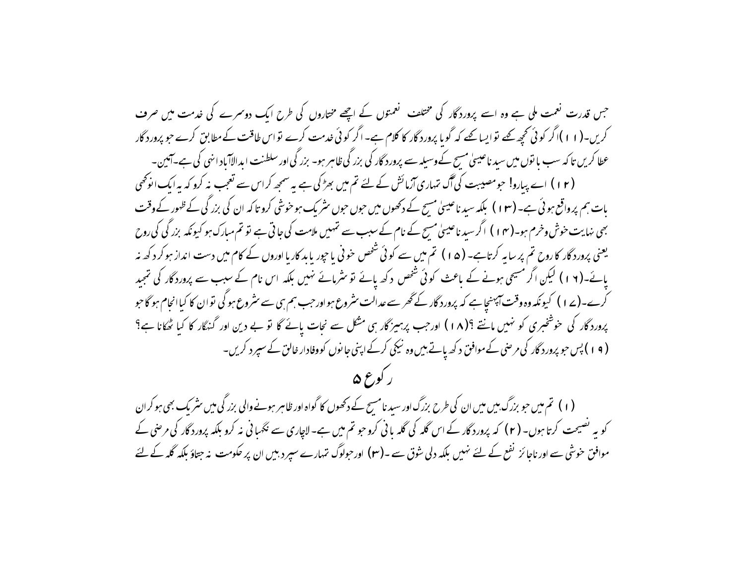جس قدرت نعمت ملی ہے وہ اسے پروردگار کی مختلف نعمتوں کے اچھے مختاروں کی طرح ایک دوسرے کی خدمت میں صرف کریں۔(۱۱)اگر کوئی کچھ کہے تو ایسا کہے کہ گویا پروردگار کا کلام ہے۔ اگر کوئی خدمت کرے تو اس طاقت کے مطابق کرے جو پروردگار عطا کریں تا کہ سب باتوں میں سیدنا عیسیٰ مسیح کے وسیلہ سے پروردگار کی بزرگی ظاہر ہو۔ بزرگی اور سلطنت ابدالآباد انہی کی ہے۔آمین۔

(۱۲) اے پیارو! جو مصیبت کی آگ تمہاری آزمائش کے لئے تم میں بھڑکی ہے یہ سمجھ کر اس سے تعجب نہ کرو کہ یہ ایک انوکھی بات ہم پر واقع ہوئی ہے۔(۱۳) بلکہ سیدنا عیسیٰ مسیح کے دکھوں میں جوں جوں شریک ہو خوشی کرو تا کہ ان کی بزرگی کے ظہور کے وقت بھی نہایت خوش وخرم ہو۔(۱۴) اگر سیدنا عیسیٰ مسیح کے نام کے سبب سے تمہیں ملامت کی جاتی ہے تو تم مبارک ہو کیونکہ بزرگی کی روح یعنی پروردگار کا روح تم پر سایہ کرتا ہے۔ (۱۵) تم میں سے کوئی شخص خونی یا چور یا بدکار یا اوروں کے کام میں دست انداز ہو کر دکھ نہ پائے۔(۱۶) لیکن اگر مسیحی ہونے کے باعث کوئی شخص دکھ پائے تو شرمائے نہیں بلکہ اس نام کے سبب سے پروردگار کی تمجید کرے۔(۱۷) کیونکہ وہ وقت آپہنچا ہے کہ پروردگار کے گھر سے عدالت شروع ہو اور جب ہم ہی سے شروع ہو گی تو ان کا کیا انجام ہو گا جو پروردگار کی خوشخبری کو نہیں مانتے ؟(۱۸) اور جب پرہیزگار ہی مشکل سے نجات پائے گا تو بے دین اور گنہگار کا کیا ٹھکانا ہے؟ (۱۹) پس جو پروردگار کی مرضی کے موافق دکھ پاتے ہیں وہ نیکی کرکے اپنی جانوں کو وفادار خالق کے سپرد کریں۔

## رکوع ۵

(۱) تم میں جو بزرگ ہیں میں ان کی طرح بزرگ اور سیدنا مسیح کے دکھوں کا گواہ اور ظاہر ہونے والی بزرگی میں شریک بھی ہو کر ان کو یہ نصیحت کرتا ہوں۔ (۲) کہ پروردگار کے اس گلہ کی گلہ بانی کرو جو تم میں ہے۔ لاچاری سے نگہبانی نہ کرو بلکہ پروردگار کی مرضی کے موافق خوشی سے اور ناجائز نفع کے لئے نہیں بلکہ دلی شوق سے ۔(۳) اور جو لوگ تمہارے سپرد ہیں ان پر حکومت نہ جتاؤ بلکہ گلہ کے لئے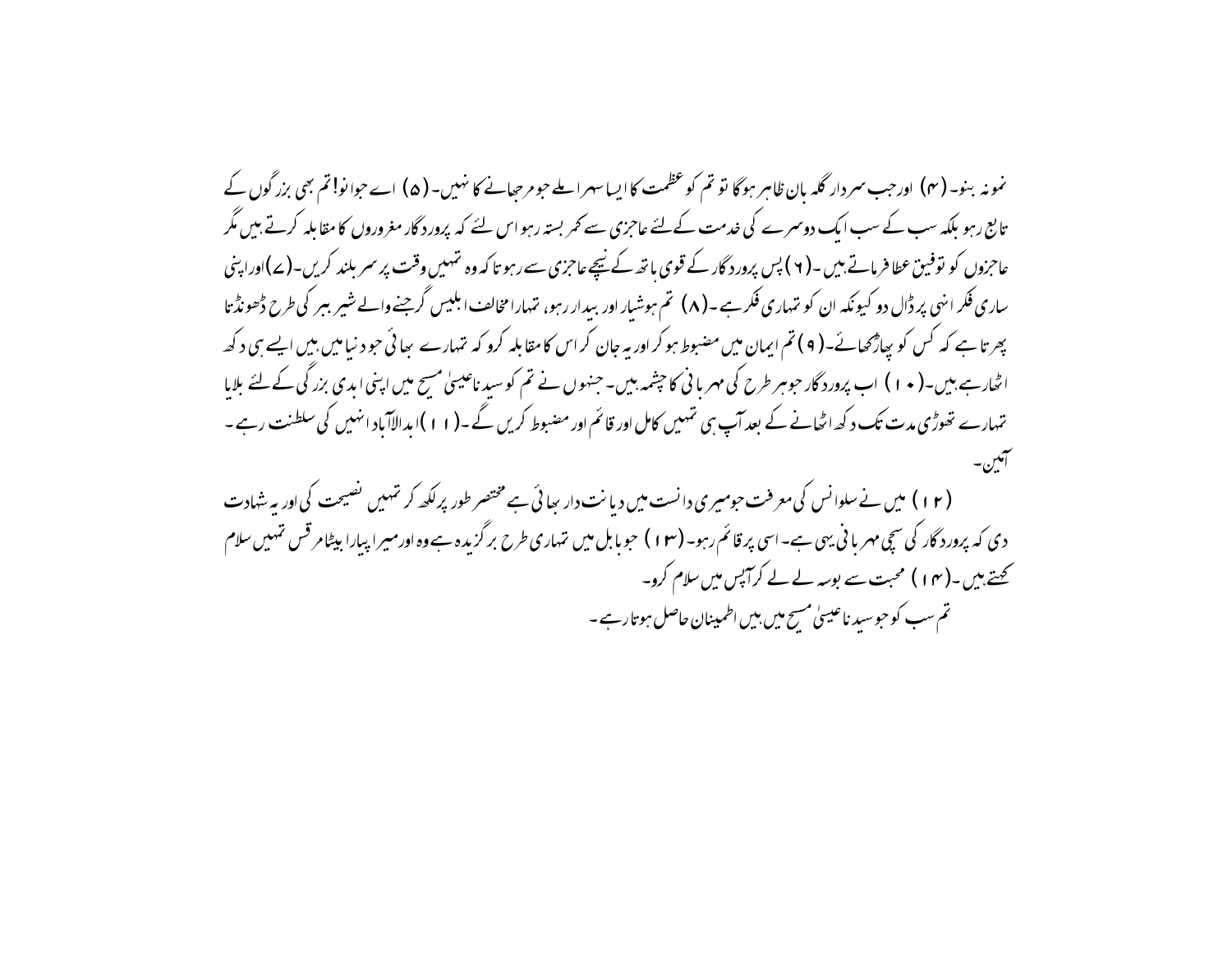نمونہ بنو۔ (۴) اورجب سردار گلہ بان ظاہر ہوگا تو تم کو عظمت کا ایسا سہرا ملے جو مرجھانے کا نہیں۔ (۵) اے جوانو! تم بھی بزرگوں کے تابع رہو بلکہ سب کے سب ایک دوسرے کی خدمت کے لئے عاجزی سے کمر بستہ رہو اس لئے کہ پروردگار مغروروں کا مقابلہ کرتے ہیں مگر عاجزوں کو توفیق عطا فرماتے ہیں ۔(۶) پس پروردگار کے قوی ہاتھ کے نیچے عاجزی سے رہو تاکہ وہ تمہیں وقت پر سربلند کریں۔(۷)اور اپنی ساری فکر انہی پر ڈال دو کیونکہ ان کو تمہاری فکر ہے ۔(۸) تم ہوشیار اور بیدار رہو، تمہارا مخالف ابلیس گرجنے والے شیر ببر کی طرح ڈھونڈتا پھرتا ہے کہ کس کو پھاڑ کھائے۔(۹) تم ایمان میں مضبوط ہوکر اور یہ جان کر اس کا مقابلہ کرو کہ تمہارے بھائی جو دنیا میں ہیں ایسے ہی دکھ اٹھارہے ہیں۔(۱۰) اب پروردگار جو ہر طرح کی مہربانی کا چشمہ ہیں۔ جنہوں نے تم کو سیدنا عیسیٰ مسیح میں اپنی ابدی بزرگی کے لئے بلایا تمہارے تھوڑی مدت تک دکھ اٹھانے کے بعد آپ ہی تمہیں کامل اور قائم اور مضبوط کریں گے۔(۱۱) ابدالآباد انہیں کی سلطنت رہے۔ آمین۔

(۱۲) میں نے سلوانس کی معرفت جو میری دانست میں دیانت دار بھائی ہے مختصر طور پر لکھ کر تمہیں نصیحت کی اور یہ شہادت دی کہ پروردگار کی سچی مہربانی یہی ہے۔ اسی پر قائم رہو۔ (۱۳) جو بابل میں تمہاری طرح برگزیدہ ہے وہ اور میرا پیارا بیٹا مرقس تمہیں سلام کہتے ہیں ۔(۱۴) محبت سے بوسہ لے لے کر آپس میں سلام کرو۔

تم سب کو جو سیدنا عیسیٰ مسیح میں ہیں اطمینان حاصل ہوتا رہے۔